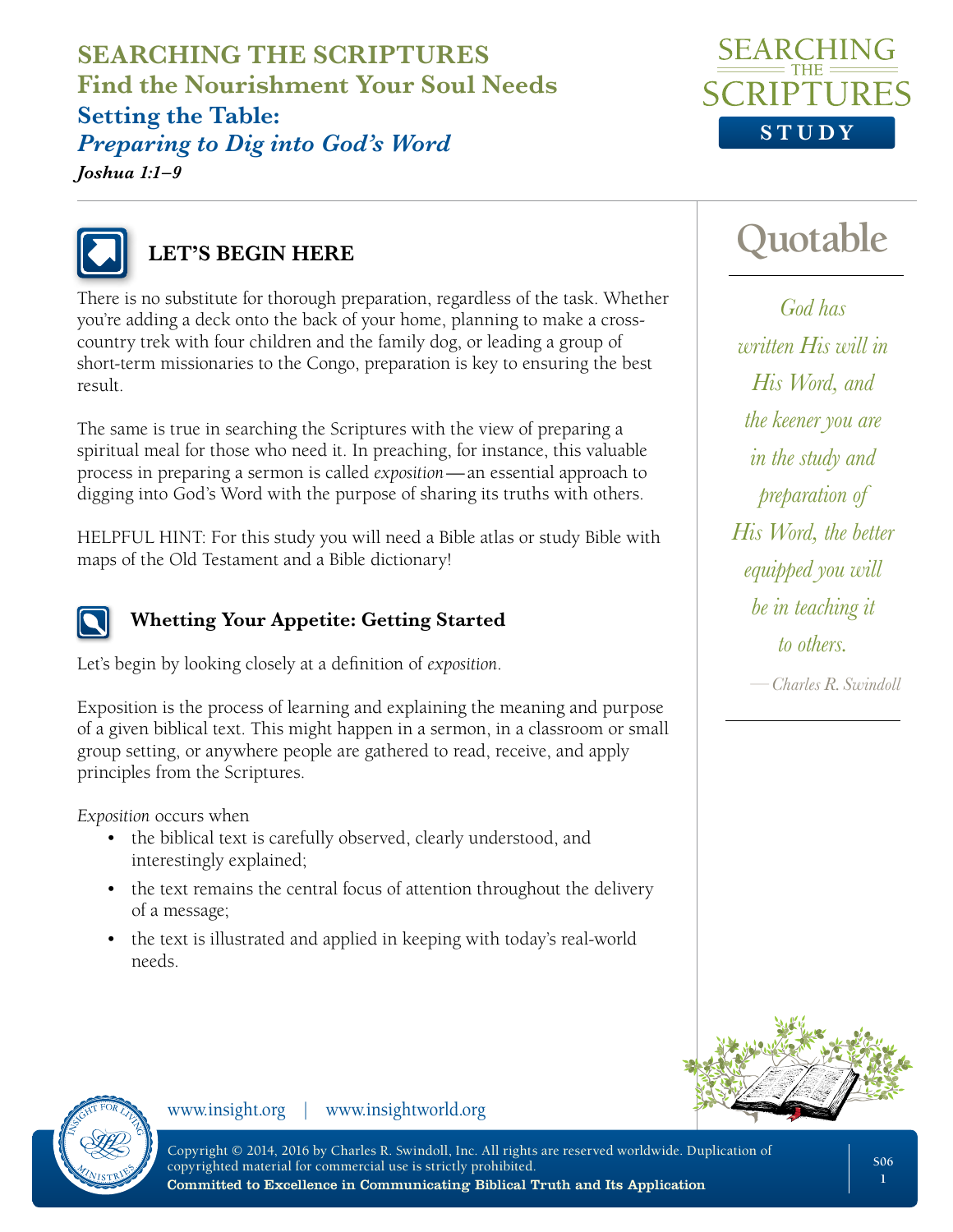# SEARCHING THE SCRIPTURES

## Find the Nourishment Your Soul Needs

### Setting the Table:

### *Preparing to Dig into God's Word*

***Joshua 1:1–9***

## LET'S BEGIN HERE

There is no substitute for thorough preparation, regardless of the task. Whether you're adding a deck onto the back of your home, planning to make a cross-country trek with four children and the family dog, or leading a group of short-term missionaries to the Congo, preparation is key to ensuring the best result.

The same is true in searching the Scriptures with the view of preparing a spiritual meal for those who need it. In preaching, for instance, this valuable process in preparing a sermon is called *exposition*—an essential approach to digging into God's Word with the purpose of sharing its truths with others.

HELPFUL HINT: For this study you will need a Bible atlas or study Bible with maps of the Old Testament and a Bible dictionary!

### Whetting Your Appetite: Getting Started

Let's begin by looking closely at a definition of *exposition*.

Exposition is the process of learning and explaining the meaning and purpose of a given biblical text. This might happen in a sermon, in a classroom or small group setting, or anywhere people are gathered to read, receive, and apply principles from the Scriptures.

*Exposition* occurs when

- the biblical text is carefully observed, clearly understood, and interestingly explained;
- the text remains the central focus of attention throughout the delivery of a message;
- the text is illustrated and applied in keeping with today's real-world needs.

## Quotable

*God has written His will in His Word, and the keener you are in the study and preparation of His Word, the better equipped you will be in teaching it to others.*

—*Charles R. Swindoll*

www.insight.org | www.insightworld.org

Copyright © 2014, 2016 by Charles R. Swindoll, Inc. All rights are reserved worldwide. Duplication of copyrighted material for commercial use is strictly prohibited.

**Committed to Excellence in Communicating Biblical Truth and Its Application**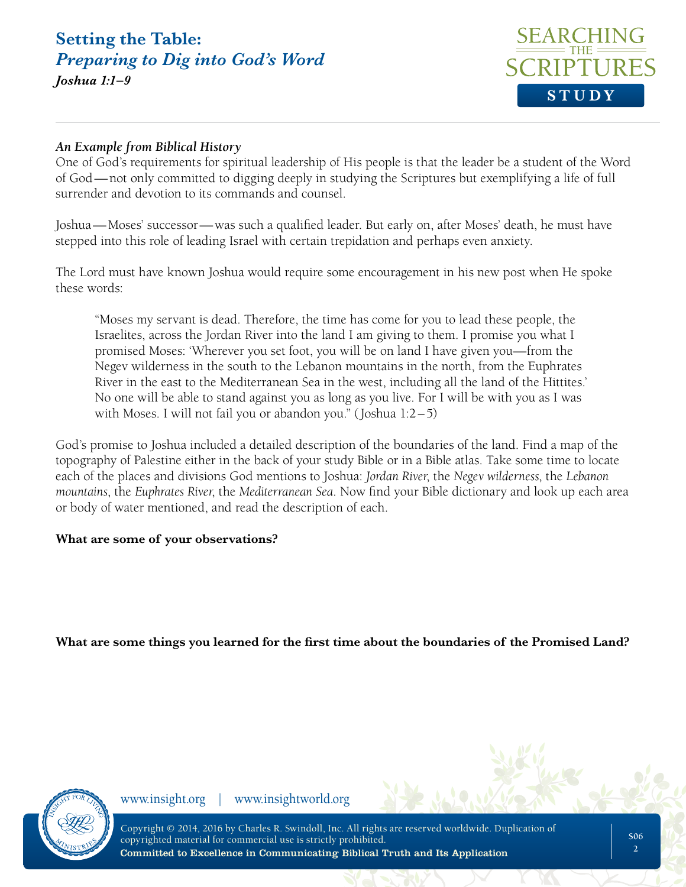### *An Example from Biblical History*

One of God's requirements for spiritual leadership of His people is that the leader be a student of the Word of God—not only committed to digging deeply in studying the Scriptures but exemplifying a life of full surrender and devotion to its commands and counsel.

Joshua—Moses' successor—was such a qualified leader. But early on, after Moses' death, he must have stepped into this role of leading Israel with certain trepidation and perhaps even anxiety.

The Lord must have known Joshua would require some encouragement in his new post when He spoke these words:

> "Moses my servant is dead. Therefore, the time has come for you to lead these people, the Israelites, across the Jordan River into the land I am giving to them. I promise you what I promised Moses: 'Wherever you set foot, you will be on land I have given you—from the Negev wilderness in the south to the Lebanon mountains in the north, from the Euphrates River in the east to the Mediterranean Sea in the west, including all the land of the Hittites.' No one will be able to stand against you as long as you live. For I will be with you as I was with Moses. I will not fail you or abandon you." (Joshua 1:2–5)

God's promise to Joshua included a detailed description of the boundaries of the land. Find a map of the topography of Palestine either in the back of your study Bible or in a Bible atlas. Take some time to locate each of the places and divisions God mentions to Joshua: *Jordan River*, the *Negev wilderness*, the *Lebanon mountains*, the *Euphrates River*, the *Mediterranean Sea*. Now find your Bible dictionary and look up each area or body of water mentioned, and read the description of each.

**What are some of your observations?**

**What are some things you learned for the first time about the boundaries of the Promised Land?**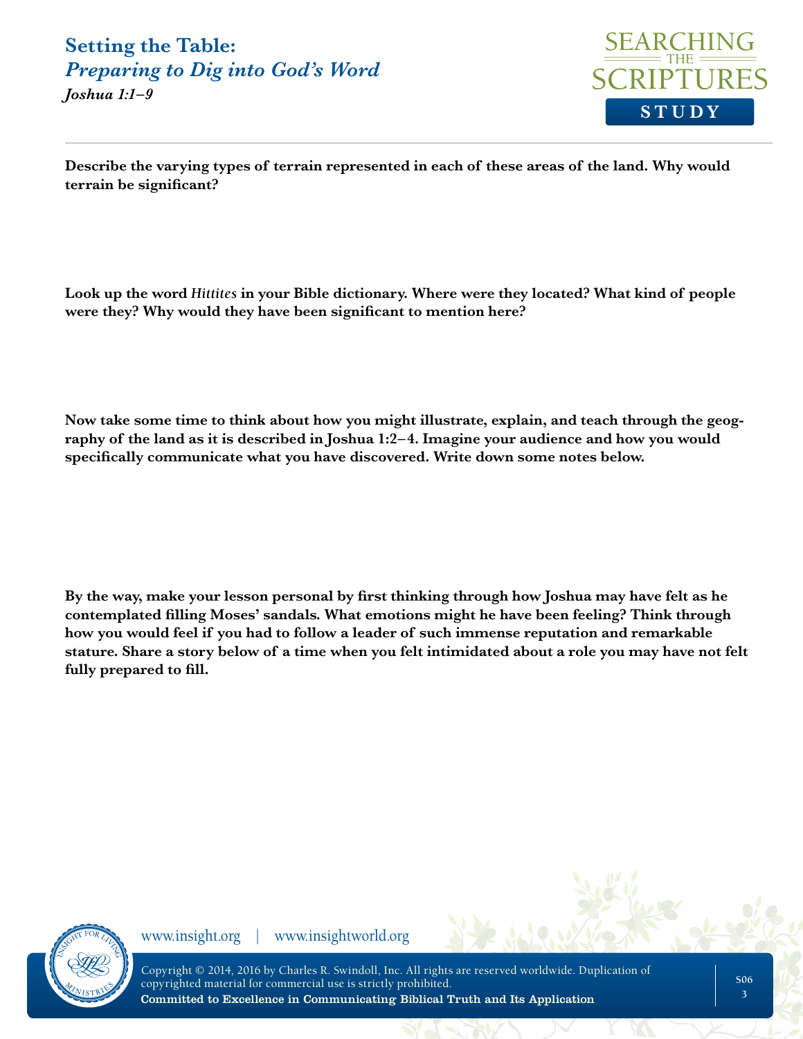**Describe the varying types of terrain represented in each of these areas of the land. Why would terrain be significant?**

**Look up the word *Hittites* in your Bible dictionary. Where were they located? What kind of people were they? Why would they have been significant to mention here?**

**Now take some time to think about how you might illustrate, explain, and teach through the geography of the land as it is described in Joshua 1:2–4. Imagine your audience and how you would specifically communicate what you have discovered. Write down some notes below.**

**By the way, make your lesson personal by first thinking through how Joshua may have felt as he contemplated filling Moses' sandals. What emotions might he have been feeling? Think through how you would feel if you had to follow a leader of such immense reputation and remarkable stature. Share a story below of a time when you felt intimidated about a role you may have not felt fully prepared to fill.**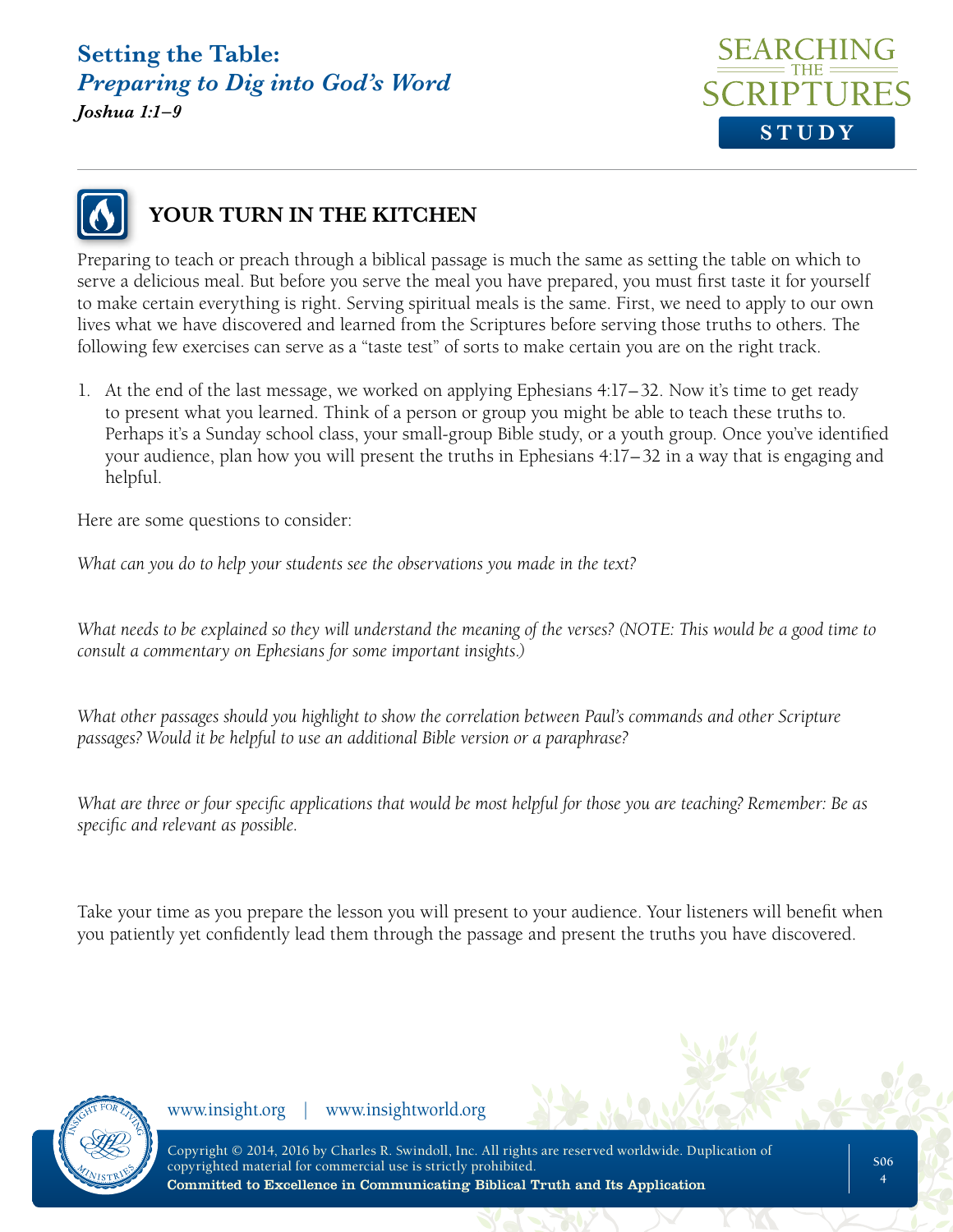## YOUR TURN IN THE KITCHEN

Preparing to teach or preach through a biblical passage is much the same as setting the table on which to serve a delicious meal. But before you serve the meal you have prepared, you must first taste it for yourself to make certain everything is right. Serving spiritual meals is the same. First, we need to apply to our own lives what we have discovered and learned from the Scriptures before serving those truths to others. The following few exercises can serve as a "taste test" of sorts to make certain you are on the right track.

1. At the end of the last message, we worked on applying Ephesians 4:17–32. Now it's time to get ready to present what you learned. Think of a person or group you might be able to teach these truths to. Perhaps it's a Sunday school class, your small-group Bible study, or a youth group. Once you've identified your audience, plan how you will present the truths in Ephesians 4:17–32 in a way that is engaging and helpful.

Here are some questions to consider:

*What can you do to help your students see the observations you made in the text?*

*What needs to be explained so they will understand the meaning of the verses? (NOTE: This would be a good time to consult a commentary on Ephesians for some important insights.)*

*What other passages should you highlight to show the correlation between Paul's commands and other Scripture passages? Would it be helpful to use an additional Bible version or a paraphrase?*

*What are three or four specific applications that would be most helpful for those you are teaching? Remember: Be as specific and relevant as possible.*

Take your time as you prepare the lesson you will present to your audience. Your listeners will benefit when you patiently yet confidently lead them through the passage and present the truths you have discovered.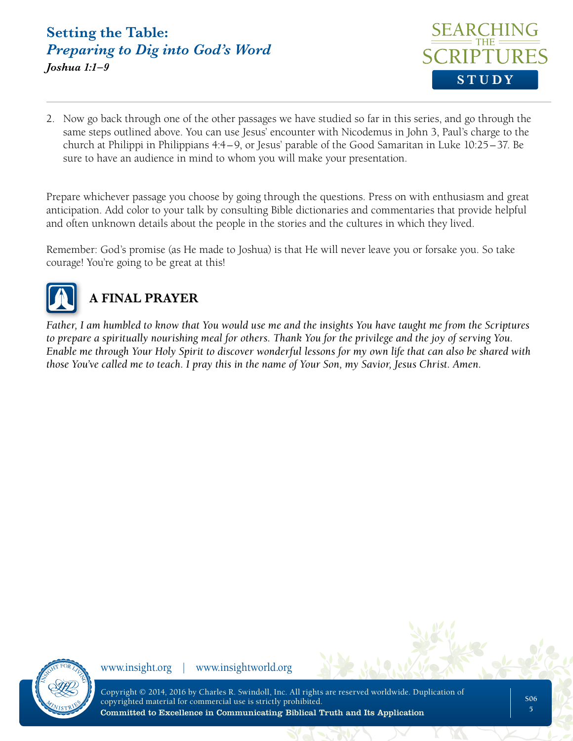2. Now go back through one of the other passages we have studied so far in this series, and go through the same steps outlined above. You can use Jesus' encounter with Nicodemus in John 3, Paul's charge to the church at Philippi in Philippians 4:4–9, or Jesus' parable of the Good Samaritan in Luke 10:25–37. Be sure to have an audience in mind to whom you will make your presentation.

Prepare whichever passage you choose by going through the questions. Press on with enthusiasm and great anticipation. Add color to your talk by consulting Bible dictionaries and commentaries that provide helpful and often unknown details about the people in the stories and the cultures in which they lived.

Remember: God's promise (as He made to Joshua) is that He will never leave you or forsake you. So take courage! You're going to be great at this!

## A FINAL PRAYER

*Father, I am humbled to know that You would use me and the insights You have taught me from the Scriptures to prepare a spiritually nourishing meal for others. Thank You for the privilege and the joy of serving You. Enable me through Your Holy Spirit to discover wonderful lessons for my own life that can also be shared with those You've called me to teach. I pray this in the name of Your Son, my Savior, Jesus Christ. Amen.*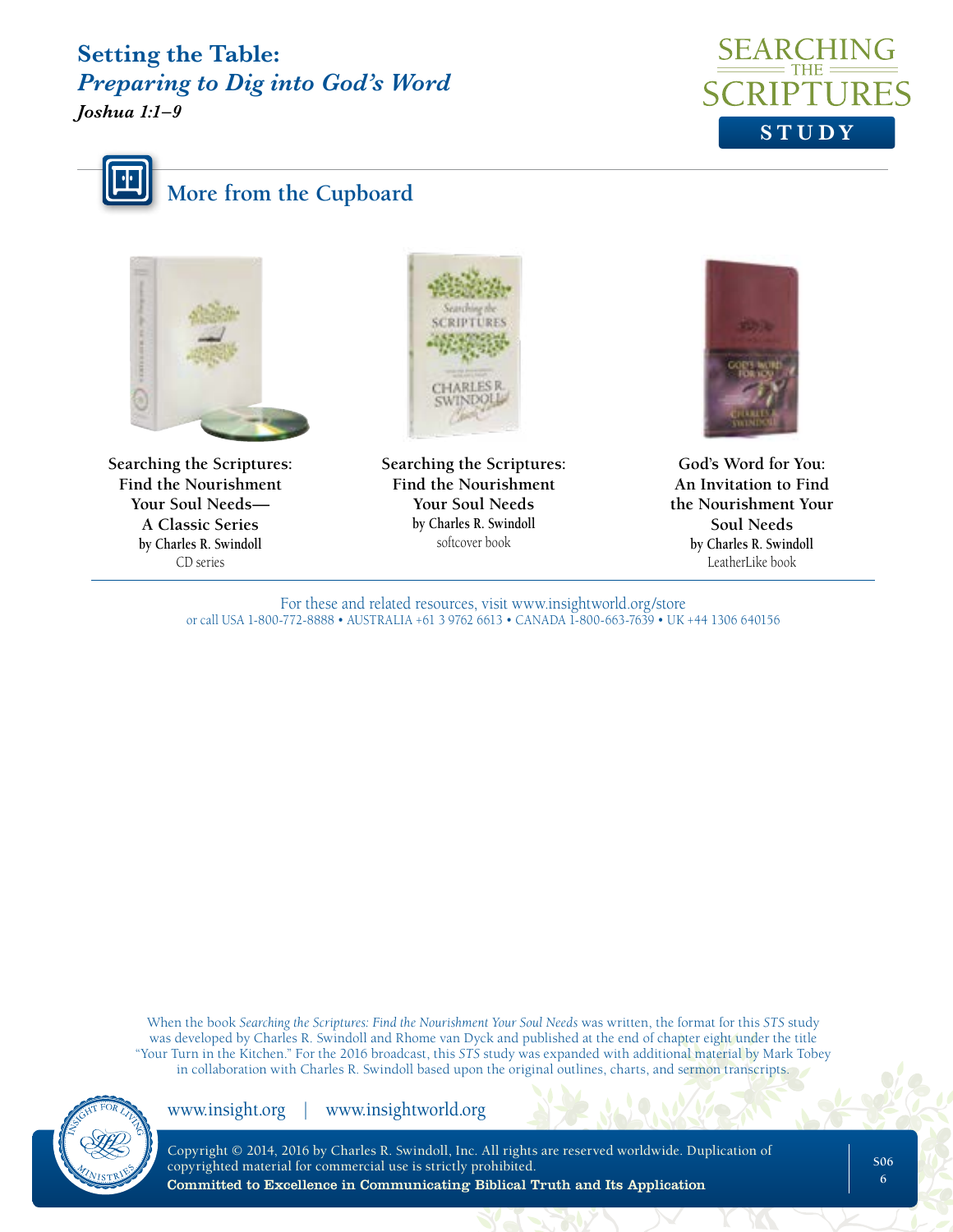## More from the Cupboard

**Searching the Scriptures: Find the Nourishment Your Soul Needs— A Classic Series**
by Charles R. Swindoll
CD series

**Searching the Scriptures: Find the Nourishment Your Soul Needs**
by Charles R. Swindoll
softcover book

**God's Word for You: An Invitation to Find the Nourishment Your Soul Needs**
by Charles R. Swindoll
LeatherLike book

For these and related resources, visit www.insightworld.org/store
or call USA 1-800-772-8888 • AUSTRALIA +61 3 9762 6613 • CANADA 1-800-663-7639 • UK +44 1306 640156

When the book *Searching the Scriptures: Find the Nourishment Your Soul Needs* was written, the format for this *STS* study was developed by Charles R. Swindoll and Rhome van Dyck and published at the end of chapter eight under the title "Your Turn in the Kitchen." For the 2016 broadcast, this *STS* study was expanded with additional material by Mark Tobey in collaboration with Charles R. Swindoll based upon the original outlines, charts, and sermon transcripts.

www.insight.org | www.insightworld.org

Copyright © 2014, 2016 by Charles R. Swindoll, Inc. All rights are reserved worldwide. Duplication of copyrighted material for commercial use is strictly prohibited.
**Committed to Excellence in Communicating Biblical Truth and Its Application**